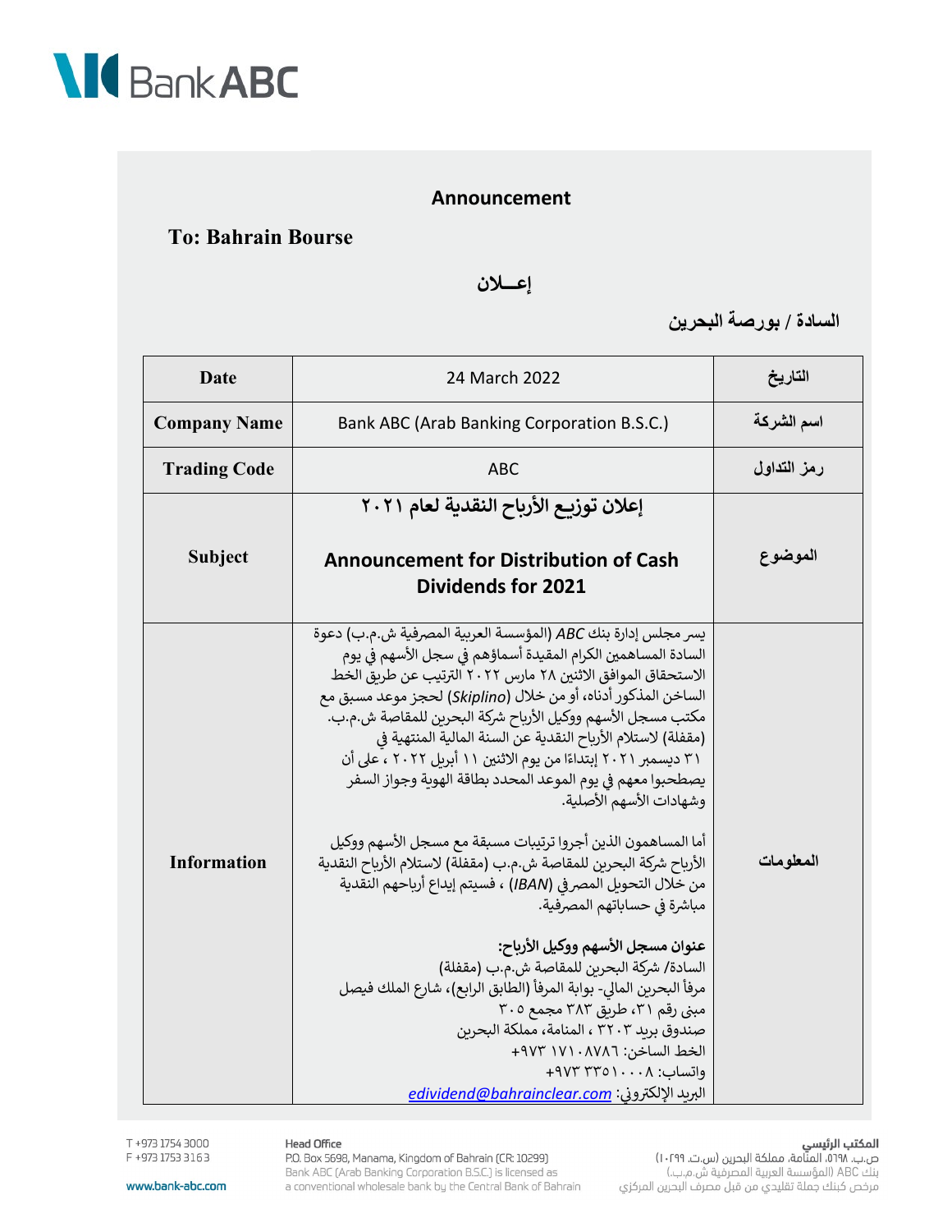Bank ABC

## Announcement

**To: Bahrain Bourse**

## إعـــلان

**السادة / بورصة البحرين**

| **Date** | 24 March 2022 | **التاريخ** |
|---|---|---|
| **Company Name** | Bank ABC (Arab Banking Corporation B.S.C.) | **اسم الشركة** |
| **Trading Code** | ABC | **رمز التداول** |
| **Subject** | **إعلان توزيع الأرباح النقدية لعام ٢٠٢١**<br><br>**Announcement for Distribution of Cash Dividends for 2021** | **الموضوع** |
| **Information** | يسر مجلس إدارة بنك *ABC* (المؤسسة العربية المصرفية ش.م.ب) دعوة السادة المساهمين الكرام المقيدة أسماؤهم في سجل الأسهم في يوم الاستحقاق الموافق الاثنين ٢٨ مارس ٢٠٢٢ الترتيب عن طريق الخط الساخن المذكور أدناه، أو من خلال (*Skiplino*) لحجز موعد مسبق مع مكتب مسجل الأسهم ووكيل الأرباح شركة البحرين للمقاصة ش.م.ب. (مقفلة) لاستلام الأرباح النقدية عن السنة المالية المنتهية في ٣١ ديسمبر ٢٠٢١ إبتداءًا من يوم الاثنين ١١ أبريل ٢٠٢٢ ، على أن يصطحبوا معهم في يوم الموعد المحدد بطاقة الهوية وجواز السفر وشهادات الأسهم الأصلية.<br><br>أما المساهمون الذين أجروا ترتيبات مسبقة مع مسجل الأسهم ووكيل الأرباح شركة البحرين للمقاصة ش.م.ب (مقفلة) لاستلام الأرباح النقدية من خلال التحويل المصرفي (*IBAN*) ، فسيتم إيداع أرباحهم النقدية مباشرة في حساباتهم المصرفية.<br><br>**عنوان مسجل الأسهم ووكيل الأرباح:**<br>السادة/ شركة البحرين للمقاصة ش.م.ب (مقفلة)<br>مرفأ البحرين المالي- بوابة المرفأ (الطابق الرابع)، شارع الملك فيصل<br>مبنى رقم ٣١، طريق ٣٨٣ مجمع ٣٠٥<br>صندوق بريد ٣٢٠٣ ، المنامة، مملكة البحرين<br>الخط الساخن: ٩٧٣+ ١٧١٠٨٧٨٦<br>واتساب: ٩٧٣+ ٣٣٥١٠٠٠٨<br>البريد الإلكتروني: edividend@bahrainclear.com | **المعلومات** |

T +973 1754 3000
F +973 1753 3163
www.bank-abc.com

**Head Office**
P.O. Box 5698, Manama, Kingdom of Bahrain (CR: 10299)
Bank ABC (Arab Banking Corporation B.S.C.) is licensed as a conventional wholesale bank by the Central Bank of Bahrain

**المكتب الرئيسي**
ص.ب. ٥٦٩٨، المنامة، مملكة البحرين (س.ت. ١٠٢٩٩)
بنك ABC (المؤسسة العربية المصرفية ش.م.ب.)
مرخص كبنك جملة تقليدي من قبل مصرف البحرين المركزي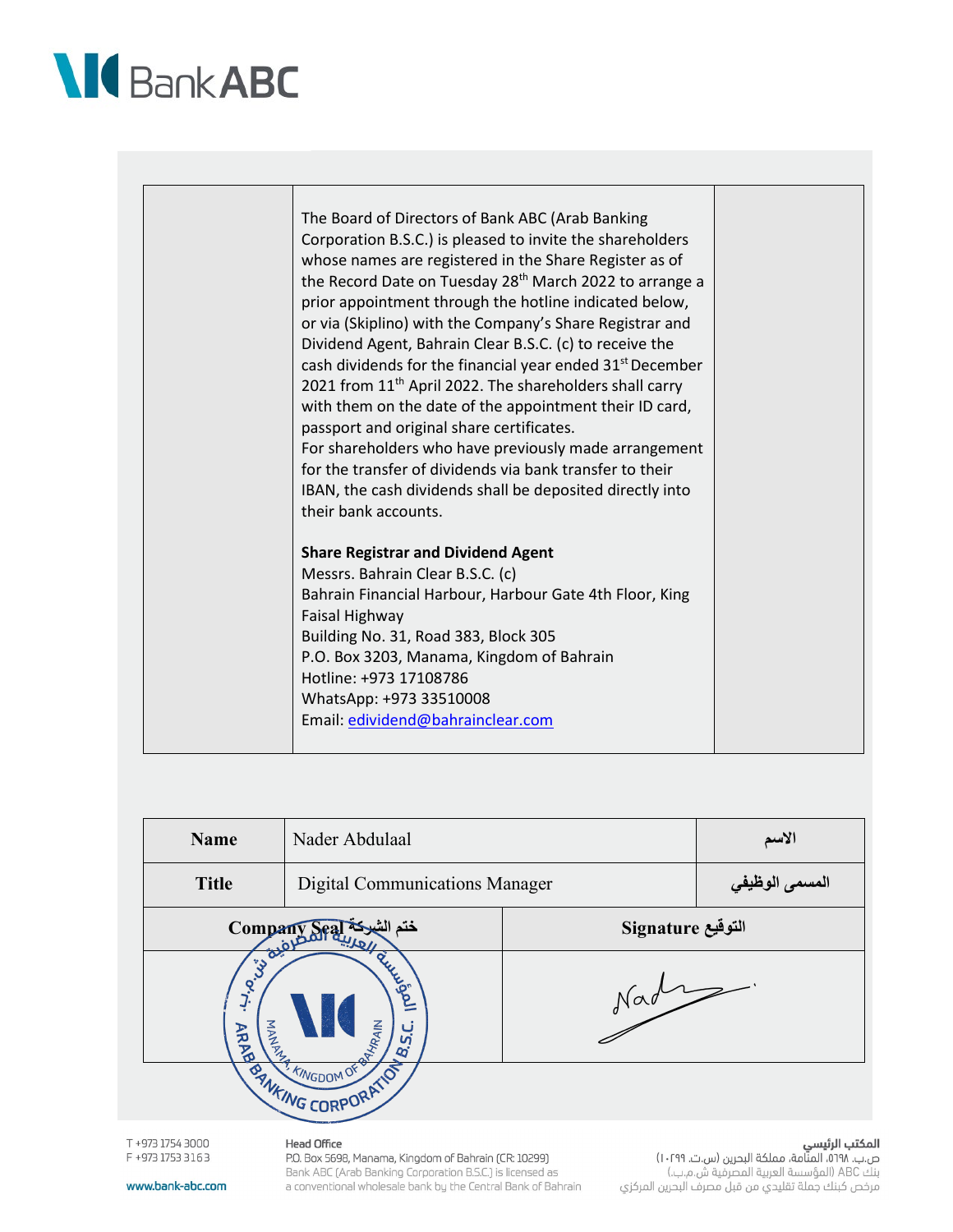The Board of Directors of Bank ABC (Arab Banking Corporation B.S.C.) is pleased to invite the shareholders whose names are registered in the Share Register as of the Record Date on Tuesday 28th March 2022 to arrange a prior appointment through the hotline indicated below, or via (Skiplino) with the Company's Share Registrar and Dividend Agent, Bahrain Clear B.S.C. (c) to receive the cash dividends for the financial year ended 31st December 2021 from 11th April 2022. The shareholders shall carry with them on the date of the appointment their ID card, passport and original share certificates.

For shareholders who have previously made arrangement for the transfer of dividends via bank transfer to their IBAN, the cash dividends shall be deposited directly into their bank accounts.

**Share Registrar and Dividend Agent**
Messrs. Bahrain Clear B.S.C. (c)
Bahrain Financial Harbour, Harbour Gate 4th Floor, King Faisal Highway
Building No. 31, Road 383, Block 305
P.O. Box 3203, Manama, Kingdom of Bahrain
Hotline: +973 17108786
WhatsApp: +973 33510008
Email: edividend@bahrainclear.com

| | | |
|---|---|---|
| **Name** | Nader Abdulaal | **الاسم** |
| **Title** | Digital Communications Manager | **المسمى الوظيفي** |

| **Company Seal ختم الشركة** | **Signature التوقيع** |
|---|---|
| ARAB BANKING CORPORATION B.S.C. – MANAMA, KINGDOM OF BAHRAIN – المؤسسة العربية المصرفية ش.م.ب. | Nad |